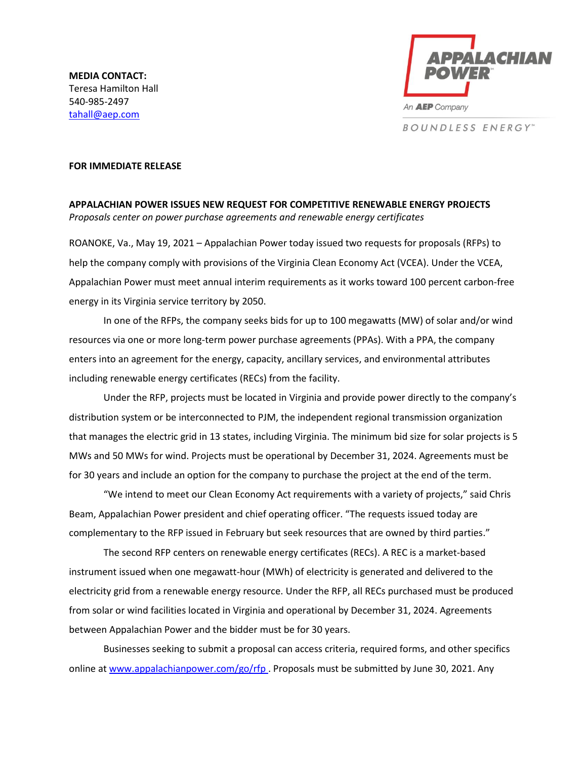**MEDIA CONTACT:**
Teresa Hamilton Hall
540-985-2497
tahall@aep.com

APPALACHIAN POWER
An AEP Company
BOUNDLESS ENERGY™

**FOR IMMEDIATE RELEASE**

# APPALACHIAN POWER ISSUES NEW REQUEST FOR COMPETITIVE RENEWABLE ENERGY PROJECTS

*Proposals center on power purchase agreements and renewable energy certificates*

ROANOKE, Va., May 19, 2021 – Appalachian Power today issued two requests for proposals (RFPs) to help the company comply with provisions of the Virginia Clean Economy Act (VCEA). Under the VCEA, Appalachian Power must meet annual interim requirements as it works toward 100 percent carbon-free energy in its Virginia service territory by 2050.

In one of the RFPs, the company seeks bids for up to 100 megawatts (MW) of solar and/or wind resources via one or more long-term power purchase agreements (PPAs). With a PPA, the company enters into an agreement for the energy, capacity, ancillary services, and environmental attributes including renewable energy certificates (RECs) from the facility.

Under the RFP, projects must be located in Virginia and provide power directly to the company's distribution system or be interconnected to PJM, the independent regional transmission organization that manages the electric grid in 13 states, including Virginia. The minimum bid size for solar projects is 5 MWs and 50 MWs for wind. Projects must be operational by December 31, 2024. Agreements must be for 30 years and include an option for the company to purchase the project at the end of the term.

"We intend to meet our Clean Economy Act requirements with a variety of projects," said Chris Beam, Appalachian Power president and chief operating officer. "The requests issued today are complementary to the RFP issued in February but seek resources that are owned by third parties."

The second RFP centers on renewable energy certificates (RECs). A REC is a market-based instrument issued when one megawatt-hour (MWh) of electricity is generated and delivered to the electricity grid from a renewable energy resource. Under the RFP, all RECs purchased must be produced from solar or wind facilities located in Virginia and operational by December 31, 2024. Agreements between Appalachian Power and the bidder must be for 30 years.

Businesses seeking to submit a proposal can access criteria, required forms, and other specifics online at www.appalachianpower.com/go/rfp . Proposals must be submitted by June 30, 2021. Any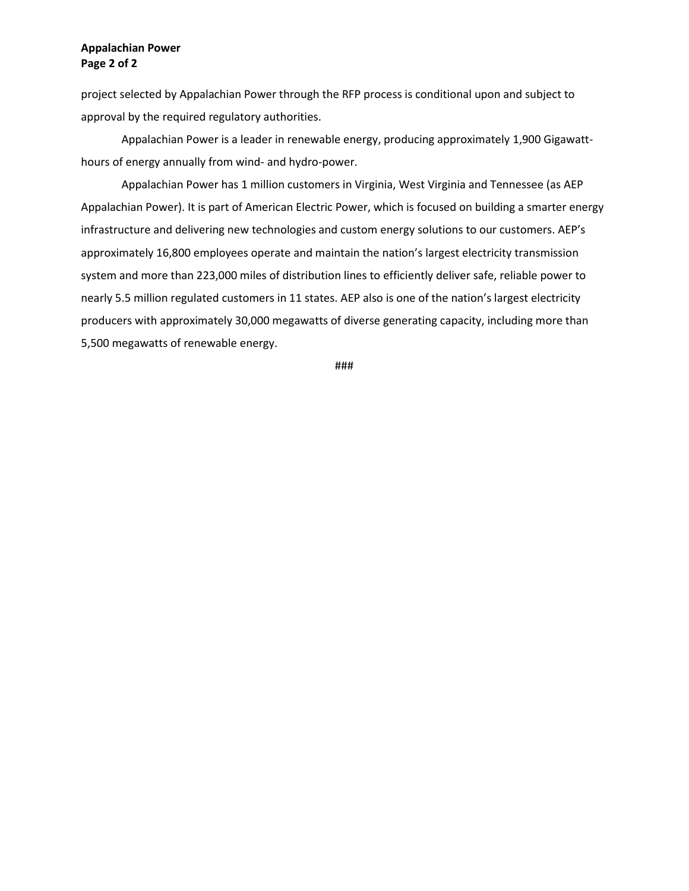project selected by Appalachian Power through the RFP process is conditional upon and subject to approval by the required regulatory authorities.

Appalachian Power is a leader in renewable energy, producing approximately 1,900 Gigawatt-hours of energy annually from wind- and hydro-power.

Appalachian Power has 1 million customers in Virginia, West Virginia and Tennessee (as AEP Appalachian Power). It is part of American Electric Power, which is focused on building a smarter energy infrastructure and delivering new technologies and custom energy solutions to our customers. AEP's approximately 16,800 employees operate and maintain the nation's largest electricity transmission system and more than 223,000 miles of distribution lines to efficiently deliver safe, reliable power to nearly 5.5 million regulated customers in 11 states. AEP also is one of the nation's largest electricity producers with approximately 30,000 megawatts of diverse generating capacity, including more than 5,500 megawatts of renewable energy.

###